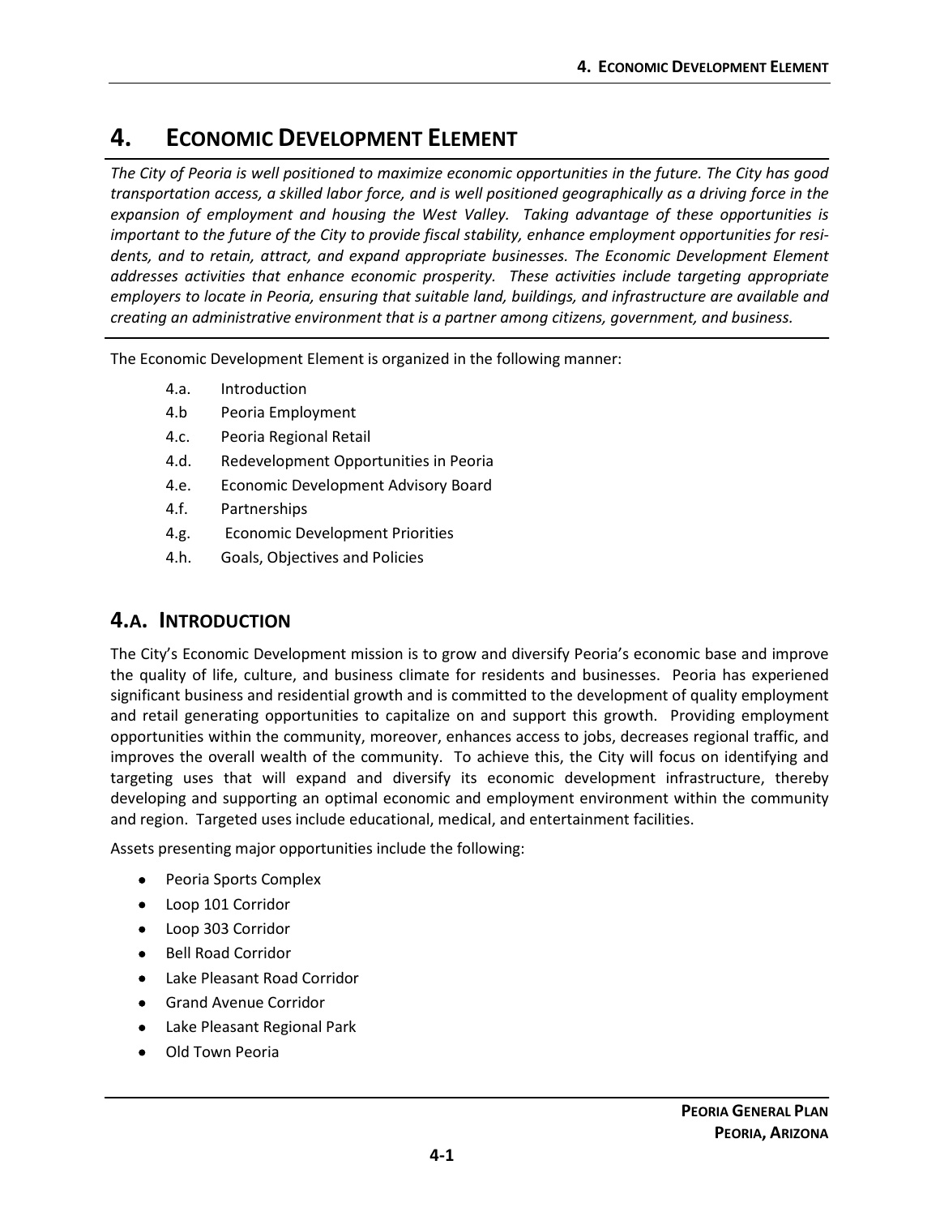# 4. Economic Development Element

*The City of Peoria is well positioned to maximize economic opportunities in the future. The City has good transportation access, a skilled labor force, and is well positioned geographically as a driving force in the expansion of employment and housing the West Valley. Taking advantage of these opportunities is important to the future of the City to provide fiscal stability, enhance employment opportunities for residents, and to retain, attract, and expand appropriate businesses. The Economic Development Element addresses activities that enhance economic prosperity. These activities include targeting appropriate employers to locate in Peoria, ensuring that suitable land, buildings, and infrastructure are available and creating an administrative environment that is a partner among citizens, government, and business.*

The Economic Development Element is organized in the following manner:

- 4.a. Introduction
- 4.b Peoria Employment
- 4.c. Peoria Regional Retail
- 4.d. Redevelopment Opportunities in Peoria
- 4.e. Economic Development Advisory Board
- 4.f. Partnerships
- 4.g. Economic Development Priorities
- 4.h. Goals, Objectives and Policies

## 4.a. Introduction

The City's Economic Development mission is to grow and diversify Peoria's economic base and improve the quality of life, culture, and business climate for residents and businesses. Peoria has experiened significant business and residential growth and is committed to the development of quality employment and retail generating opportunities to capitalize on and support this growth. Providing employment opportunities within the community, moreover, enhances access to jobs, decreases regional traffic, and improves the overall wealth of the community. To achieve this, the City will focus on identifying and targeting uses that will expand and diversify its economic development infrastructure, thereby developing and supporting an optimal economic and employment environment within the community and region. Targeted uses include educational, medical, and entertainment facilities.

Assets presenting major opportunities include the following:

- Peoria Sports Complex
- Loop 101 Corridor
- Loop 303 Corridor
- Bell Road Corridor
- Lake Pleasant Road Corridor
- Grand Avenue Corridor
- Lake Pleasant Regional Park
- Old Town Peoria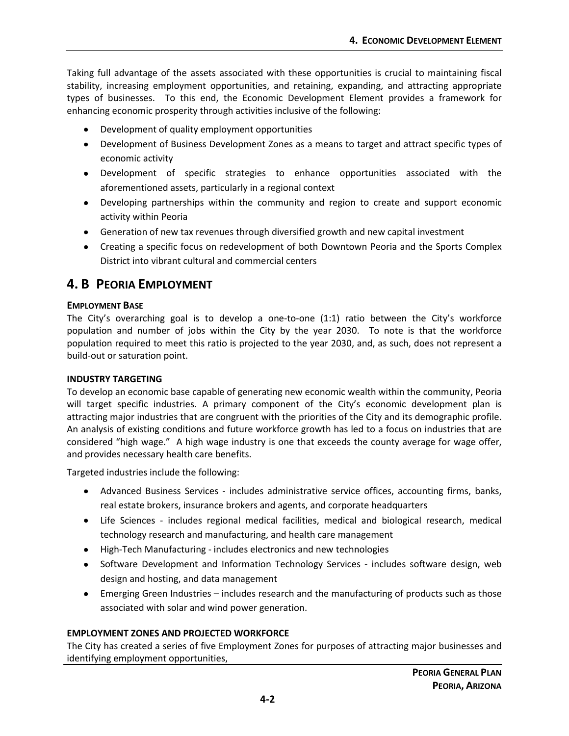Taking full advantage of the assets associated with these opportunities is crucial to maintaining fiscal stability, increasing employment opportunities, and retaining, expanding, and attracting appropriate types of businesses. To this end, the Economic Development Element provides a framework for enhancing economic prosperity through activities inclusive of the following:

- Development of quality employment opportunities
- Development of Business Development Zones as a means to target and attract specific types of economic activity
- Development of specific strategies to enhance opportunities associated with the aforementioned assets, particularly in a regional context
- Developing partnerships within the community and region to create and support economic activity within Peoria
- Generation of new tax revenues through diversified growth and new capital investment
- Creating a specific focus on redevelopment of both Downtown Peoria and the Sports Complex District into vibrant cultural and commercial centers

## 4. B Peoria Employment

### Employment Base

The City's overarching goal is to develop a one-to-one (1:1) ratio between the City's workforce population and number of jobs within the City by the year 2030. To note is that the workforce population required to meet this ratio is projected to the year 2030, and, as such, does not represent a build-out or saturation point.

### Industry Targeting

To develop an economic base capable of generating new economic wealth within the community, Peoria will target specific industries. A primary component of the City's economic development plan is attracting major industries that are congruent with the priorities of the City and its demographic profile. An analysis of existing conditions and future workforce growth has led to a focus on industries that are considered "high wage." A high wage industry is one that exceeds the county average for wage offer, and provides necessary health care benefits.

Targeted industries include the following:

- Advanced Business Services - includes administrative service offices, accounting firms, banks, real estate brokers, insurance brokers and agents, and corporate headquarters
- Life Sciences - includes regional medical facilities, medical and biological research, medical technology research and manufacturing, and health care management
- High-Tech Manufacturing - includes electronics and new technologies
- Software Development and Information Technology Services - includes software design, web design and hosting, and data management
- Emerging Green Industries – includes research and the manufacturing of products such as those associated with solar and wind power generation.

### Employment Zones and Projected Workforce

The City has created a series of five Employment Zones for purposes of attracting major businesses and identifying employment opportunities,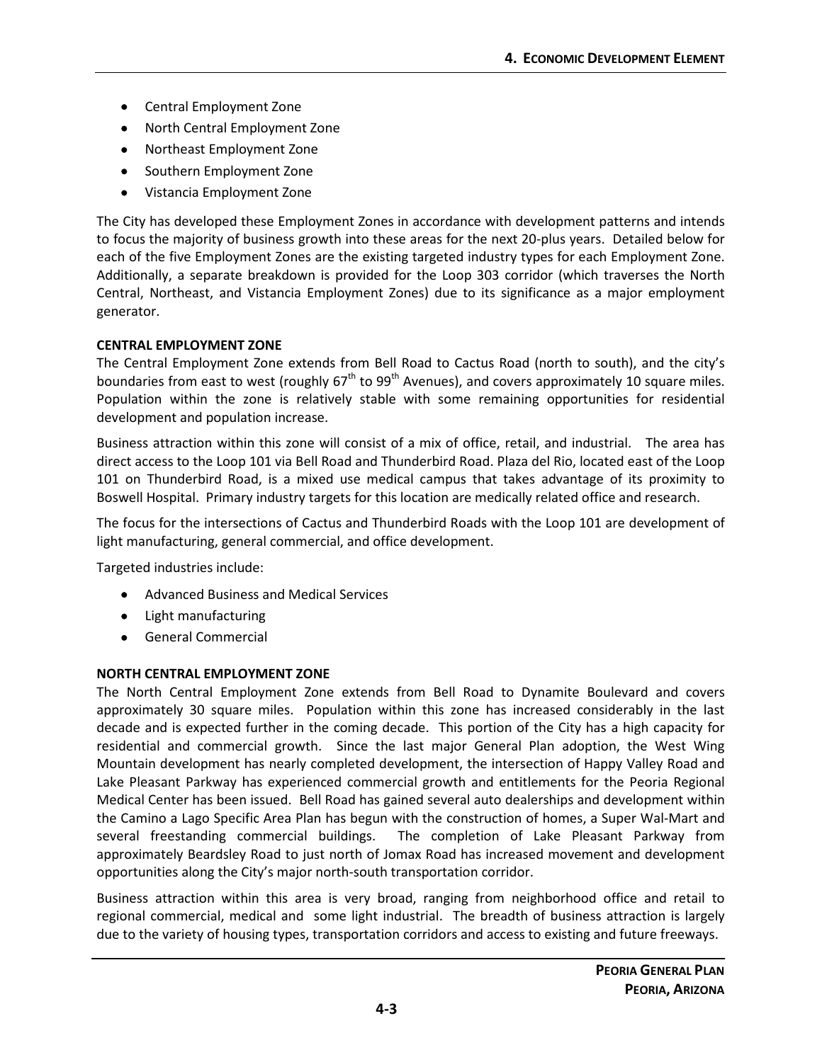- Central Employment Zone
- North Central Employment Zone
- Northeast Employment Zone
- Southern Employment Zone
- Vistancia Employment Zone

The City has developed these Employment Zones in accordance with development patterns and intends to focus the majority of business growth into these areas for the next 20-plus years. Detailed below for each of the five Employment Zones are the existing targeted industry types for each Employment Zone. Additionally, a separate breakdown is provided for the Loop 303 corridor (which traverses the North Central, Northeast, and Vistancia Employment Zones) due to its significance as a major employment generator.

**CENTRAL EMPLOYMENT ZONE**

The Central Employment Zone extends from Bell Road to Cactus Road (north to south), and the city's boundaries from east to west (roughly 67th to 99th Avenues), and covers approximately 10 square miles. Population within the zone is relatively stable with some remaining opportunities for residential development and population increase.

Business attraction within this zone will consist of a mix of office, retail, and industrial. The area has direct access to the Loop 101 via Bell Road and Thunderbird Road. Plaza del Rio, located east of the Loop 101 on Thunderbird Road, is a mixed use medical campus that takes advantage of its proximity to Boswell Hospital. Primary industry targets for this location are medically related office and research.

The focus for the intersections of Cactus and Thunderbird Roads with the Loop 101 are development of light manufacturing, general commercial, and office development.

Targeted industries include:

- Advanced Business and Medical Services
- Light manufacturing
- General Commercial

**NORTH CENTRAL EMPLOYMENT ZONE**

The North Central Employment Zone extends from Bell Road to Dynamite Boulevard and covers approximately 30 square miles. Population within this zone has increased considerably in the last decade and is expected further in the coming decade. This portion of the City has a high capacity for residential and commercial growth. Since the last major General Plan adoption, the West Wing Mountain development has nearly completed development, the intersection of Happy Valley Road and Lake Pleasant Parkway has experienced commercial growth and entitlements for the Peoria Regional Medical Center has been issued. Bell Road has gained several auto dealerships and development within the Camino a Lago Specific Area Plan has begun with the construction of homes, a Super Wal-Mart and several freestanding commercial buildings. The completion of Lake Pleasant Parkway from approximately Beardsley Road to just north of Jomax Road has increased movement and development opportunities along the City's major north-south transportation corridor.

Business attraction within this area is very broad, ranging from neighborhood office and retail to regional commercial, medical and some light industrial. The breadth of business attraction is largely due to the variety of housing types, transportation corridors and access to existing and future freeways.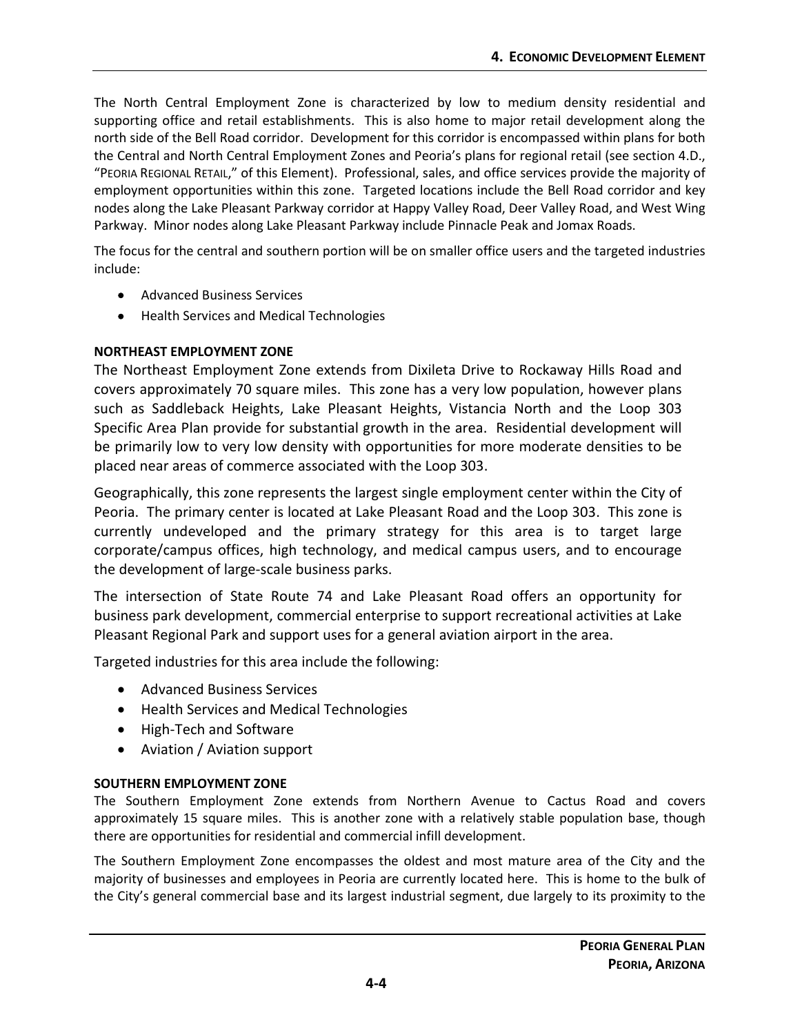The North Central Employment Zone is characterized by low to medium density residential and supporting office and retail establishments. This is also home to major retail development along the north side of the Bell Road corridor. Development for this corridor is encompassed within plans for both the Central and North Central Employment Zones and Peoria's plans for regional retail (see section 4.D., "PEORIA REGIONAL RETAIL," of this Element). Professional, sales, and office services provide the majority of employment opportunities within this zone. Targeted locations include the Bell Road corridor and key nodes along the Lake Pleasant Parkway corridor at Happy Valley Road, Deer Valley Road, and West Wing Parkway. Minor nodes along Lake Pleasant Parkway include Pinnacle Peak and Jomax Roads.

The focus for the central and southern portion will be on smaller office users and the targeted industries include:

- Advanced Business Services
- Health Services and Medical Technologies

**NORTHEAST EMPLOYMENT ZONE**

The Northeast Employment Zone extends from Dixileta Drive to Rockaway Hills Road and covers approximately 70 square miles. This zone has a very low population, however plans such as Saddleback Heights, Lake Pleasant Heights, Vistancia North and the Loop 303 Specific Area Plan provide for substantial growth in the area. Residential development will be primarily low to very low density with opportunities for more moderate densities to be placed near areas of commerce associated with the Loop 303.

Geographically, this zone represents the largest single employment center within the City of Peoria. The primary center is located at Lake Pleasant Road and the Loop 303. This zone is currently undeveloped and the primary strategy for this area is to target large corporate/campus offices, high technology, and medical campus users, and to encourage the development of large-scale business parks.

The intersection of State Route 74 and Lake Pleasant Road offers an opportunity for business park development, commercial enterprise to support recreational activities at Lake Pleasant Regional Park and support uses for a general aviation airport in the area.

Targeted industries for this area include the following:

- Advanced Business Services
- Health Services and Medical Technologies
- High-Tech and Software
- Aviation / Aviation support

**SOUTHERN EMPLOYMENT ZONE**

The Southern Employment Zone extends from Northern Avenue to Cactus Road and covers approximately 15 square miles. This is another zone with a relatively stable population base, though there are opportunities for residential and commercial infill development.

The Southern Employment Zone encompasses the oldest and most mature area of the City and the majority of businesses and employees in Peoria are currently located here. This is home to the bulk of the City's general commercial base and its largest industrial segment, due largely to its proximity to the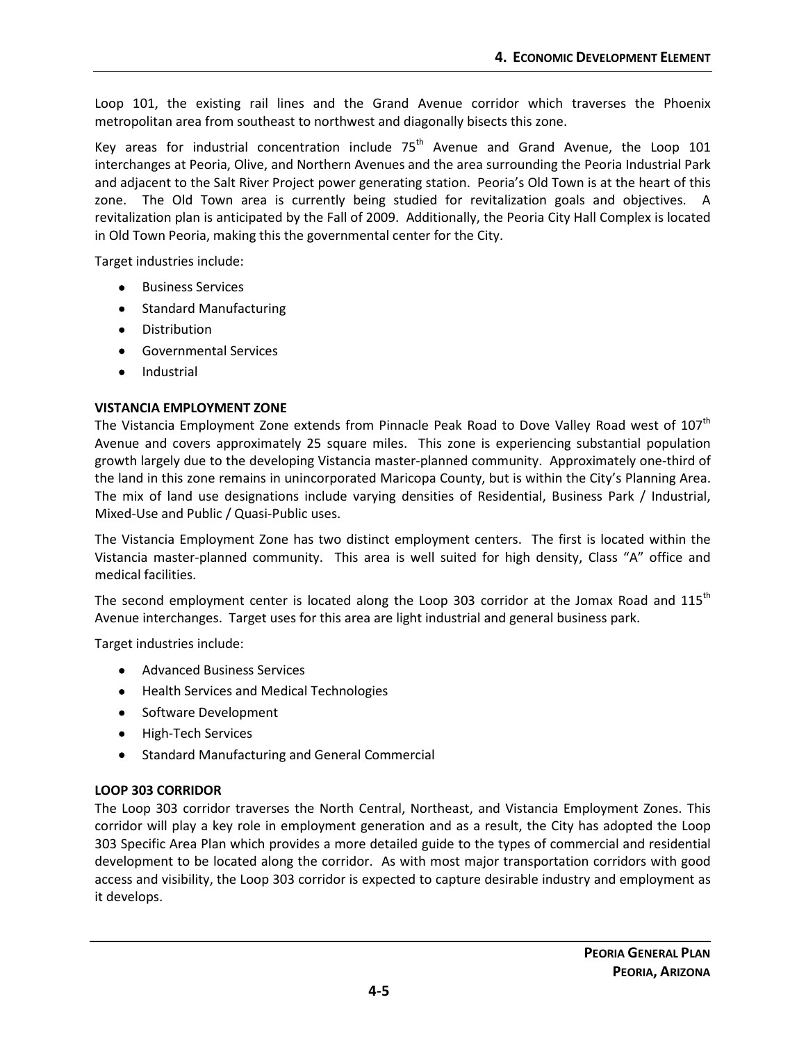Loop 101, the existing rail lines and the Grand Avenue corridor which traverses the Phoenix metropolitan area from southeast to northwest and diagonally bisects this zone.

Key areas for industrial concentration include 75th Avenue and Grand Avenue, the Loop 101 interchanges at Peoria, Olive, and Northern Avenues and the area surrounding the Peoria Industrial Park and adjacent to the Salt River Project power generating station. Peoria's Old Town is at the heart of this zone. The Old Town area is currently being studied for revitalization goals and objectives. A revitalization plan is anticipated by the Fall of 2009. Additionally, the Peoria City Hall Complex is located in Old Town Peoria, making this the governmental center for the City.

Target industries include:

- Business Services
- Standard Manufacturing
- Distribution
- Governmental Services
- Industrial

**VISTANCIA EMPLOYMENT ZONE**

The Vistancia Employment Zone extends from Pinnacle Peak Road to Dove Valley Road west of 107th Avenue and covers approximately 25 square miles. This zone is experiencing substantial population growth largely due to the developing Vistancia master-planned community. Approximately one-third of the land in this zone remains in unincorporated Maricopa County, but is within the City's Planning Area. The mix of land use designations include varying densities of Residential, Business Park / Industrial, Mixed-Use and Public / Quasi-Public uses.

The Vistancia Employment Zone has two distinct employment centers. The first is located within the Vistancia master-planned community. This area is well suited for high density, Class "A" office and medical facilities.

The second employment center is located along the Loop 303 corridor at the Jomax Road and 115th Avenue interchanges. Target uses for this area are light industrial and general business park.

Target industries include:

- Advanced Business Services
- Health Services and Medical Technologies
- Software Development
- High-Tech Services
- Standard Manufacturing and General Commercial

**LOOP 303 CORRIDOR**

The Loop 303 corridor traverses the North Central, Northeast, and Vistancia Employment Zones. This corridor will play a key role in employment generation and as a result, the City has adopted the Loop 303 Specific Area Plan which provides a more detailed guide to the types of commercial and residential development to be located along the corridor. As with most major transportation corridors with good access and visibility, the Loop 303 corridor is expected to capture desirable industry and employment as it develops.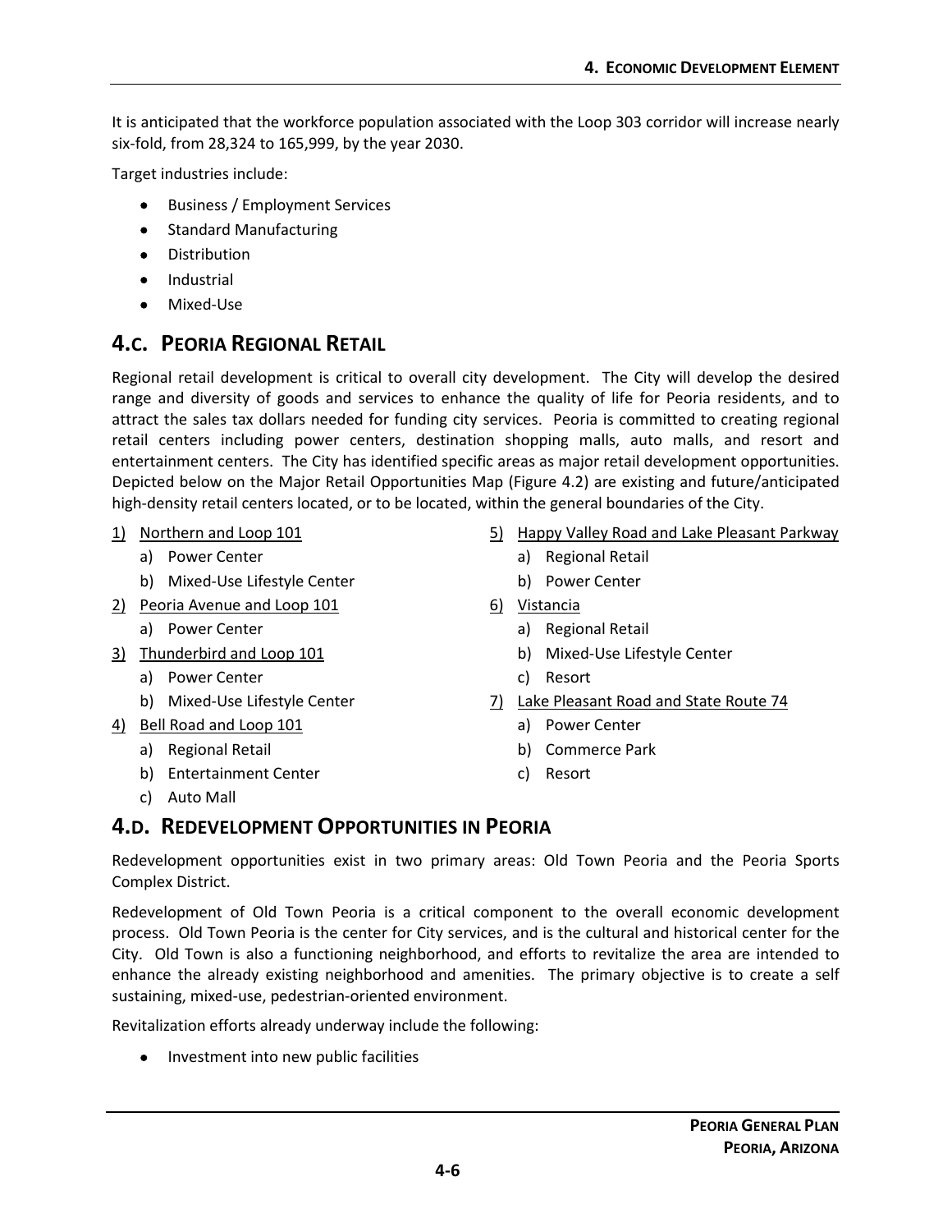It is anticipated that the workforce population associated with the Loop 303 corridor will increase nearly six-fold, from 28,324 to 165,999, by the year 2030.

Target industries include:

- Business / Employment Services
- Standard Manufacturing
- Distribution
- Industrial
- Mixed-Use

## 4.C. Peoria Regional Retail

Regional retail development is critical to overall city development. The City will develop the desired range and diversity of goods and services to enhance the quality of life for Peoria residents, and to attract the sales tax dollars needed for funding city services. Peoria is committed to creating regional retail centers including power centers, destination shopping malls, auto malls, and resort and entertainment centers. The City has identified specific areas as major retail development opportunities. Depicted below on the Major Retail Opportunities Map (Figure 4.2) are existing and future/anticipated high-density retail centers located, or to be located, within the general boundaries of the City.

1) Northern and Loop 101
   a) Power Center
   b) Mixed-Use Lifestyle Center
2) Peoria Avenue and Loop 101
   a) Power Center
3) Thunderbird and Loop 101
   a) Power Center
   b) Mixed-Use Lifestyle Center
4) Bell Road and Loop 101
   a) Regional Retail
   b) Entertainment Center
   c) Auto Mall
5) Happy Valley Road and Lake Pleasant Parkway
   a) Regional Retail
   b) Power Center
6) Vistancia
   a) Regional Retail
   b) Mixed-Use Lifestyle Center
   c) Resort
7) Lake Pleasant Road and State Route 74
   a) Power Center
   b) Commerce Park
   c) Resort

## 4.D. Redevelopment Opportunities in Peoria

Redevelopment opportunities exist in two primary areas: Old Town Peoria and the Peoria Sports Complex District.

Redevelopment of Old Town Peoria is a critical component to the overall economic development process. Old Town Peoria is the center for City services, and is the cultural and historical center for the City. Old Town is also a functioning neighborhood, and efforts to revitalize the area are intended to enhance the already existing neighborhood and amenities. The primary objective is to create a self sustaining, mixed-use, pedestrian-oriented environment.

Revitalization efforts already underway include the following:

- Investment into new public facilities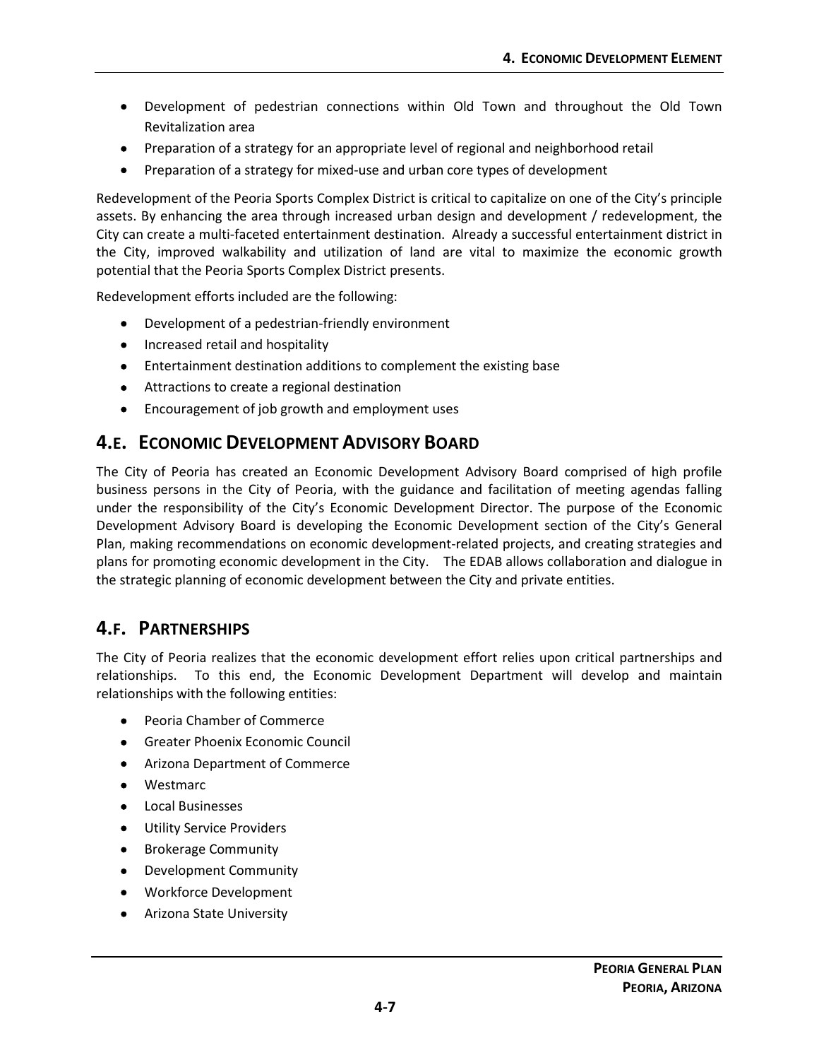- Development of pedestrian connections within Old Town and throughout the Old Town Revitalization area
- Preparation of a strategy for an appropriate level of regional and neighborhood retail
- Preparation of a strategy for mixed-use and urban core types of development

Redevelopment of the Peoria Sports Complex District is critical to capitalize on one of the City's principle assets. By enhancing the area through increased urban design and development / redevelopment, the City can create a multi-faceted entertainment destination. Already a successful entertainment district in the City, improved walkability and utilization of land are vital to maximize the economic growth potential that the Peoria Sports Complex District presents.

Redevelopment efforts included are the following:

- Development of a pedestrian-friendly environment
- Increased retail and hospitality
- Entertainment destination additions to complement the existing base
- Attractions to create a regional destination
- Encouragement of job growth and employment uses

## 4.E. Economic Development Advisory Board

The City of Peoria has created an Economic Development Advisory Board comprised of high profile business persons in the City of Peoria, with the guidance and facilitation of meeting agendas falling under the responsibility of the City's Economic Development Director. The purpose of the Economic Development Advisory Board is developing the Economic Development section of the City's General Plan, making recommendations on economic development-related projects, and creating strategies and plans for promoting economic development in the City. The EDAB allows collaboration and dialogue in the strategic planning of economic development between the City and private entities.

## 4.F. Partnerships

The City of Peoria realizes that the economic development effort relies upon critical partnerships and relationships. To this end, the Economic Development Department will develop and maintain relationships with the following entities:

- Peoria Chamber of Commerce
- Greater Phoenix Economic Council
- Arizona Department of Commerce
- Westmarc
- Local Businesses
- Utility Service Providers
- Brokerage Community
- Development Community
- Workforce Development
- Arizona State University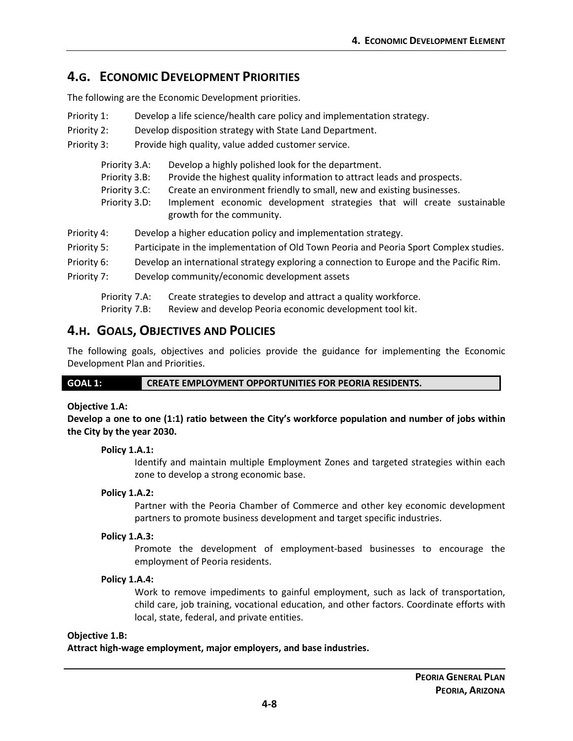## 4.G. Economic Development Priorities

The following are the Economic Development priorities.

Priority 1: Develop a life science/health care policy and implementation strategy.

Priority 2: Develop disposition strategy with State Land Department.

Priority 3: Provide high quality, value added customer service.

- Priority 3.A: Develop a highly polished look for the department.
- Priority 3.B: Provide the highest quality information to attract leads and prospects.
- Priority 3.C: Create an environment friendly to small, new and existing businesses.
- Priority 3.D: Implement economic development strategies that will create sustainable growth for the community.

Priority 4: Develop a higher education policy and implementation strategy.

Priority 5: Participate in the implementation of Old Town Peoria and Peoria Sport Complex studies.

Priority 6: Develop an international strategy exploring a connection to Europe and the Pacific Rim.

Priority 7: Develop community/economic development assets

- Priority 7.A: Create strategies to develop and attract a quality workforce.
- Priority 7.B: Review and develop Peoria economic development tool kit.

## 4.H. Goals, Objectives and Policies

The following goals, objectives and policies provide the guidance for implementing the Economic Development Plan and Priorities.

**GOAL 1: CREATE EMPLOYMENT OPPORTUNITIES FOR PEORIA RESIDENTS.**

**Objective 1.A:**
**Develop a one to one (1:1) ratio between the City's workforce population and number of jobs within the City by the year 2030.**

**Policy 1.A.1:**
Identify and maintain multiple Employment Zones and targeted strategies within each zone to develop a strong economic base.

**Policy 1.A.2:**
Partner with the Peoria Chamber of Commerce and other key economic development partners to promote business development and target specific industries.

**Policy 1.A.3:**
Promote the development of employment-based businesses to encourage the employment of Peoria residents.

**Policy 1.A.4:**
Work to remove impediments to gainful employment, such as lack of transportation, child care, job training, vocational education, and other factors. Coordinate efforts with local, state, federal, and private entities.

**Objective 1.B:**
**Attract high-wage employment, major employers, and base industries.**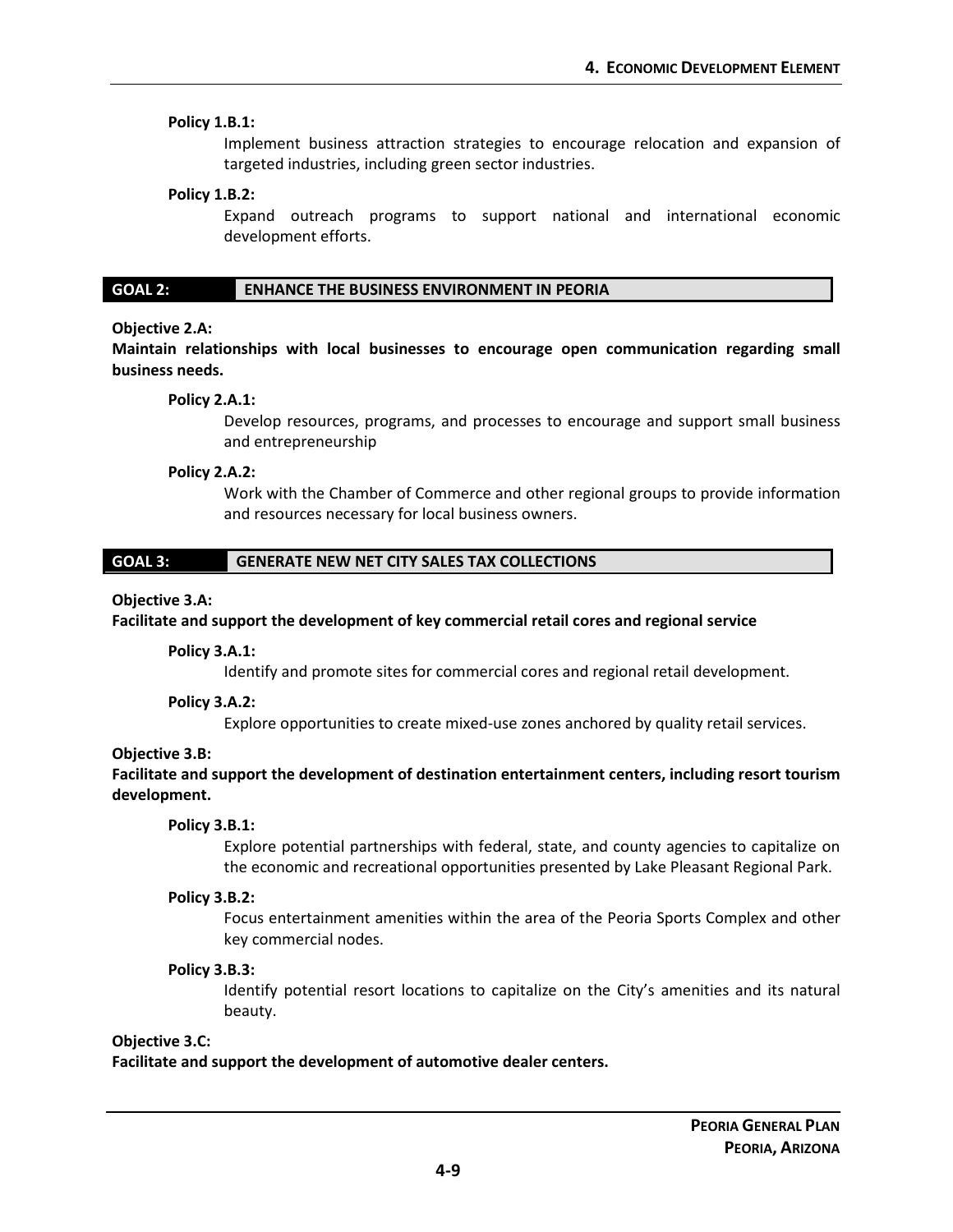**Policy 1.B.1:**

Implement business attraction strategies to encourage relocation and expansion of targeted industries, including green sector industries.

**Policy 1.B.2:**

Expand outreach programs to support national and international economic development efforts.

## GOAL 2: ENHANCE THE BUSINESS ENVIRONMENT IN PEORIA

**Objective 2.A:**

**Maintain relationships with local businesses to encourage open communication regarding small business needs.**

**Policy 2.A.1:**

Develop resources, programs, and processes to encourage and support small business and entrepreneurship

**Policy 2.A.2:**

Work with the Chamber of Commerce and other regional groups to provide information and resources necessary for local business owners.

## GOAL 3: GENERATE NEW NET CITY SALES TAX COLLECTIONS

**Objective 3.A:**

**Facilitate and support the development of key commercial retail cores and regional service**

**Policy 3.A.1:**

Identify and promote sites for commercial cores and regional retail development.

**Policy 3.A.2:**

Explore opportunities to create mixed-use zones anchored by quality retail services.

**Objective 3.B:**

**Facilitate and support the development of destination entertainment centers, including resort tourism development.**

**Policy 3.B.1:**

Explore potential partnerships with federal, state, and county agencies to capitalize on the economic and recreational opportunities presented by Lake Pleasant Regional Park.

**Policy 3.B.2:**

Focus entertainment amenities within the area of the Peoria Sports Complex and other key commercial nodes.

**Policy 3.B.3:**

Identify potential resort locations to capitalize on the City's amenities and its natural beauty.

**Objective 3.C:**

**Facilitate and support the development of automotive dealer centers.**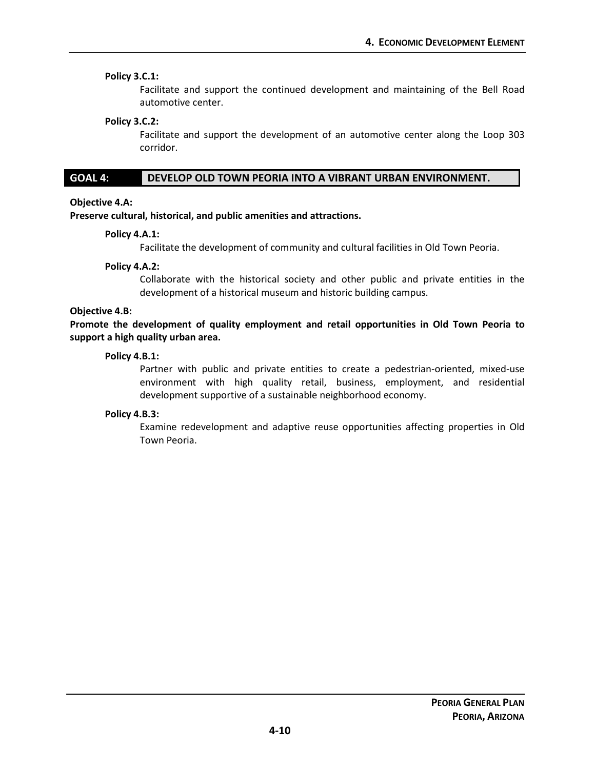**Policy 3.C.1:**

Facilitate and support the continued development and maintaining of the Bell Road automotive center.

**Policy 3.C.2:**

Facilitate and support the development of an automotive center along the Loop 303 corridor.

## GOAL 4: DEVELOP OLD TOWN PEORIA INTO A VIBRANT URBAN ENVIRONMENT.

**Objective 4.A:**
**Preserve cultural, historical, and public amenities and attractions.**

**Policy 4.A.1:**

Facilitate the development of community and cultural facilities in Old Town Peoria.

**Policy 4.A.2:**

Collaborate with the historical society and other public and private entities in the development of a historical museum and historic building campus.

**Objective 4.B:**
**Promote the development of quality employment and retail opportunities in Old Town Peoria to support a high quality urban area.**

**Policy 4.B.1:**

Partner with public and private entities to create a pedestrian-oriented, mixed-use environment with high quality retail, business, employment, and residential development supportive of a sustainable neighborhood economy.

**Policy 4.B.3:**

Examine redevelopment and adaptive reuse opportunities affecting properties in Old Town Peoria.